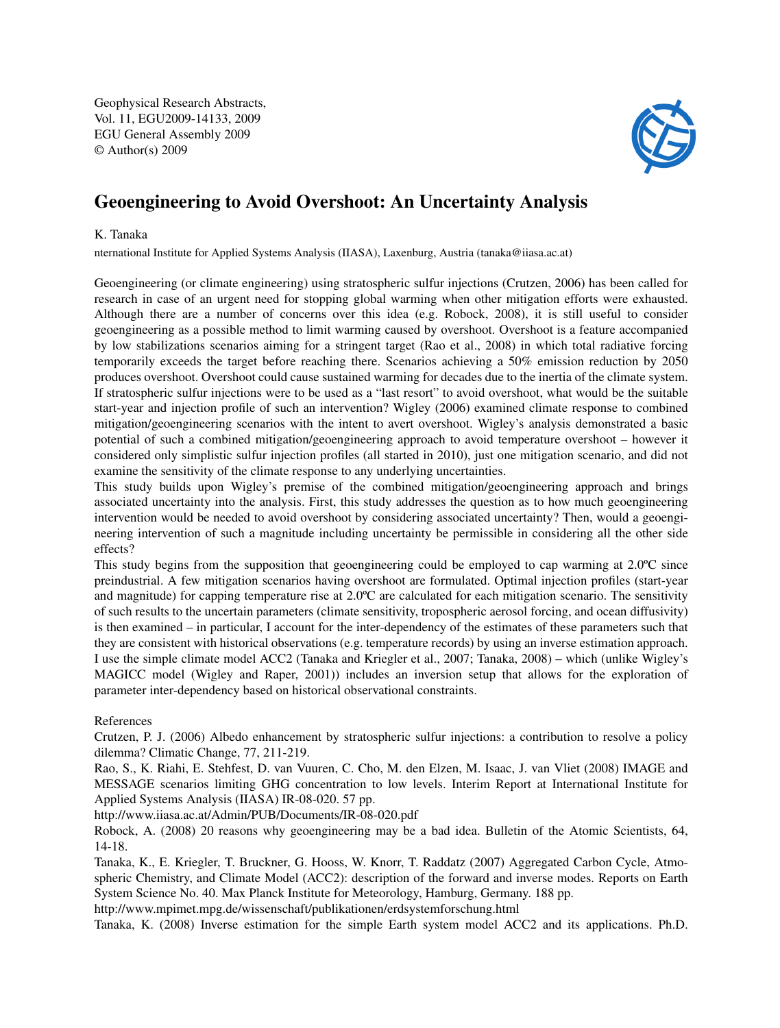Geophysical Research Abstracts,
Vol. 11, EGU2009-14133, 2009
EGU General Assembly 2009
© Author(s) 2009

# Geoengineering to Avoid Overshoot: An Uncertainty Analysis

K. Tanaka

nternational Institute for Applied Systems Analysis (IIASA), Laxenburg, Austria (tanaka@iiasa.ac.at)

Geoengineering (or climate engineering) using stratospheric sulfur injections (Crutzen, 2006) has been called for research in case of an urgent need for stopping global warming when other mitigation efforts were exhausted. Although there are a number of concerns over this idea (e.g. Robock, 2008), it is still useful to consider geoengineering as a possible method to limit warming caused by overshoot. Overshoot is a feature accompanied by low stabilizations scenarios aiming for a stringent target (Rao et al., 2008) in which total radiative forcing temporarily exceeds the target before reaching there. Scenarios achieving a 50% emission reduction by 2050 produces overshoot. Overshoot could cause sustained warming for decades due to the inertia of the climate system. If stratospheric sulfur injections were to be used as a "last resort" to avoid overshoot, what would be the suitable start-year and injection profile of such an intervention? Wigley (2006) examined climate response to combined mitigation/geoengineering scenarios with the intent to avert overshoot. Wigley's analysis demonstrated a basic potential of such a combined mitigation/geoengineering approach to avoid temperature overshoot – however it considered only simplistic sulfur injection profiles (all started in 2010), just one mitigation scenario, and did not examine the sensitivity of the climate response to any underlying uncertainties.

This study builds upon Wigley's premise of the combined mitigation/geoengineering approach and brings associated uncertainty into the analysis. First, this study addresses the question as to how much geoengineering intervention would be needed to avoid overshoot by considering associated uncertainty? Then, would a geoengineering intervention of such a magnitude including uncertainty be permissible in considering all the other side effects?

This study begins from the supposition that geoengineering could be employed to cap warming at 2.0ºC since preindustrial. A few mitigation scenarios having overshoot are formulated. Optimal injection profiles (start-year and magnitude) for capping temperature rise at 2.0ºC are calculated for each mitigation scenario. The sensitivity of such results to the uncertain parameters (climate sensitivity, tropospheric aerosol forcing, and ocean diffusivity) is then examined – in particular, I account for the inter-dependency of the estimates of these parameters such that they are consistent with historical observations (e.g. temperature records) by using an inverse estimation approach. I use the simple climate model ACC2 (Tanaka and Kriegler et al., 2007; Tanaka, 2008) – which (unlike Wigley's MAGICC model (Wigley and Raper, 2001)) includes an inversion setup that allows for the exploration of parameter inter-dependency based on historical observational constraints.

References

Crutzen, P. J. (2006) Albedo enhancement by stratospheric sulfur injections: a contribution to resolve a policy dilemma? Climatic Change, 77, 211-219.

Rao, S., K. Riahi, E. Stehfest, D. van Vuuren, C. Cho, M. den Elzen, M. Isaac, J. van Vliet (2008) IMAGE and MESSAGE scenarios limiting GHG concentration to low levels. Interim Report at International Institute for Applied Systems Analysis (IIASA) IR-08-020. 57 pp.

http://www.iiasa.ac.at/Admin/PUB/Documents/IR-08-020.pdf

Robock, A. (2008) 20 reasons why geoengineering may be a bad idea. Bulletin of the Atomic Scientists, 64, 14-18.

Tanaka, K., E. Kriegler, T. Bruckner, G. Hooss, W. Knorr, T. Raddatz (2007) Aggregated Carbon Cycle, Atmospheric Chemistry, and Climate Model (ACC2): description of the forward and inverse modes. Reports on Earth System Science No. 40. Max Planck Institute for Meteorology, Hamburg, Germany. 188 pp.

http://www.mpimet.mpg.de/wissenschaft/publikationen/erdsystemforschung.html

Tanaka, K. (2008) Inverse estimation for the simple Earth system model ACC2 and its applications. Ph.D.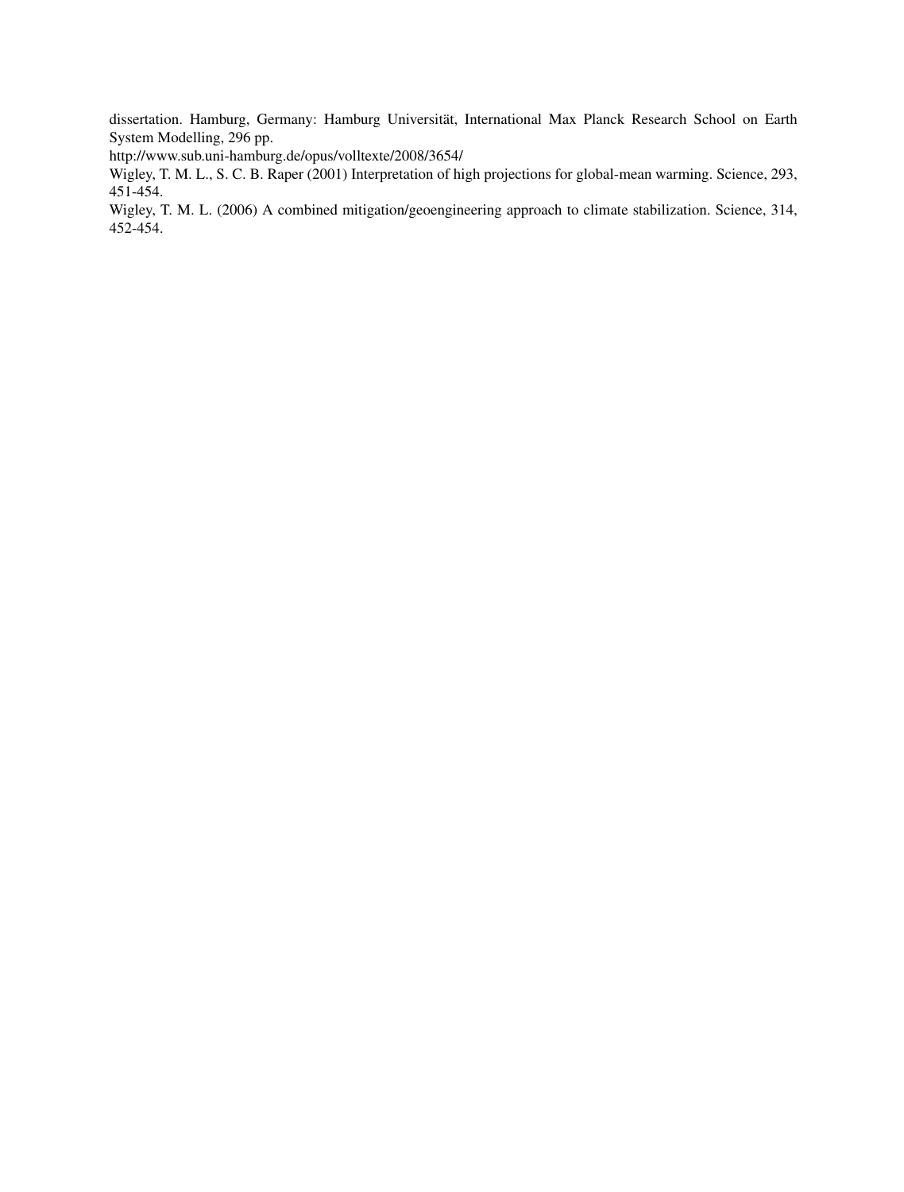dissertation. Hamburg, Germany: Hamburg Universität, International Max Planck Research School on Earth System Modelling, 296 pp.

http://www.sub.uni-hamburg.de/opus/volltexte/2008/3654/

Wigley, T. M. L., S. C. B. Raper (2001) Interpretation of high projections for global-mean warming. Science, 293, 451-454.

Wigley, T. M. L. (2006) A combined mitigation/geoengineering approach to climate stabilization. Science, 314, 452-454.